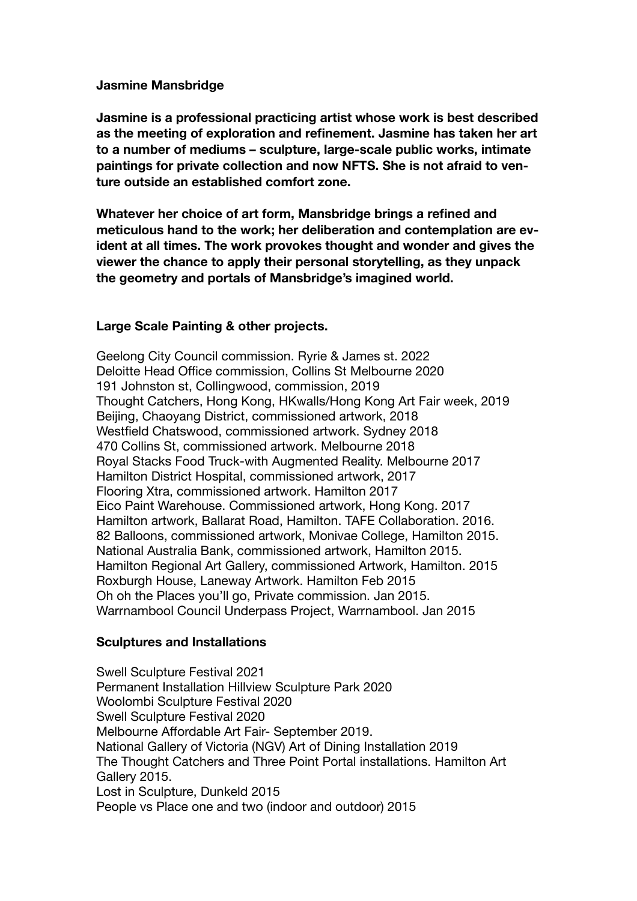**Jasmine Mansbridge**

**Jasmine is a professional practicing artist whose work is best described as the meeting of exploration and refinement. Jasmine has taken her art to a number of mediums – sculpture, large-scale public works, intimate paintings for private collection and now NFTS. She is not afraid to venture outside an established comfort zone.**

**Whatever her choice of art form, Mansbridge brings a refined and meticulous hand to the work; her deliberation and contemplation are evident at all times. The work provokes thought and wonder and gives the viewer the chance to apply their personal storytelling, as they unpack the geometry and portals of Mansbridge's imagined world.**

**Large Scale Painting & other projects.**

Geelong City Council commission. Ryrie & James st. 2022
Deloitte Head Office commission, Collins St Melbourne 2020
191 Johnston st, Collingwood, commission, 2019
Thought Catchers, Hong Kong, HKwalls/Hong Kong Art Fair week, 2019
Beijing, Chaoyang District, commissioned artwork, 2018
Westfield Chatswood, commissioned artwork. Sydney 2018
470 Collins St, commissioned artwork. Melbourne 2018
Royal Stacks Food Truck-with Augmented Reality. Melbourne 2017
Hamilton District Hospital, commissioned artwork, 2017
Flooring Xtra, commissioned artwork. Hamilton 2017
Eico Paint Warehouse. Commissioned artwork, Hong Kong. 2017
Hamilton artwork, Ballarat Road, Hamilton. TAFE Collaboration. 2016.
82 Balloons, commissioned artwork, Monivae College, Hamilton 2015.
National Australia Bank, commissioned artwork, Hamilton 2015.
Hamilton Regional Art Gallery, commissioned Artwork, Hamilton. 2015
Roxburgh House, Laneway Artwork. Hamilton Feb 2015
Oh oh the Places you'll go, Private commission. Jan 2015.
Warrnambool Council Underpass Project, Warrnambool. Jan 2015

**Sculptures and Installations**

Swell Sculpture Festival 2021
Permanent Installation Hillview Sculpture Park 2020
Woolombi Sculpture Festival 2020
Swell Sculpture Festival 2020
Melbourne Affordable Art Fair- September 2019.
National Gallery of Victoria (NGV) Art of Dining Installation 2019
The Thought Catchers and Three Point Portal installations. Hamilton Art Gallery 2015.
Lost in Sculpture, Dunkeld 2015
People vs Place one and two (indoor and outdoor) 2015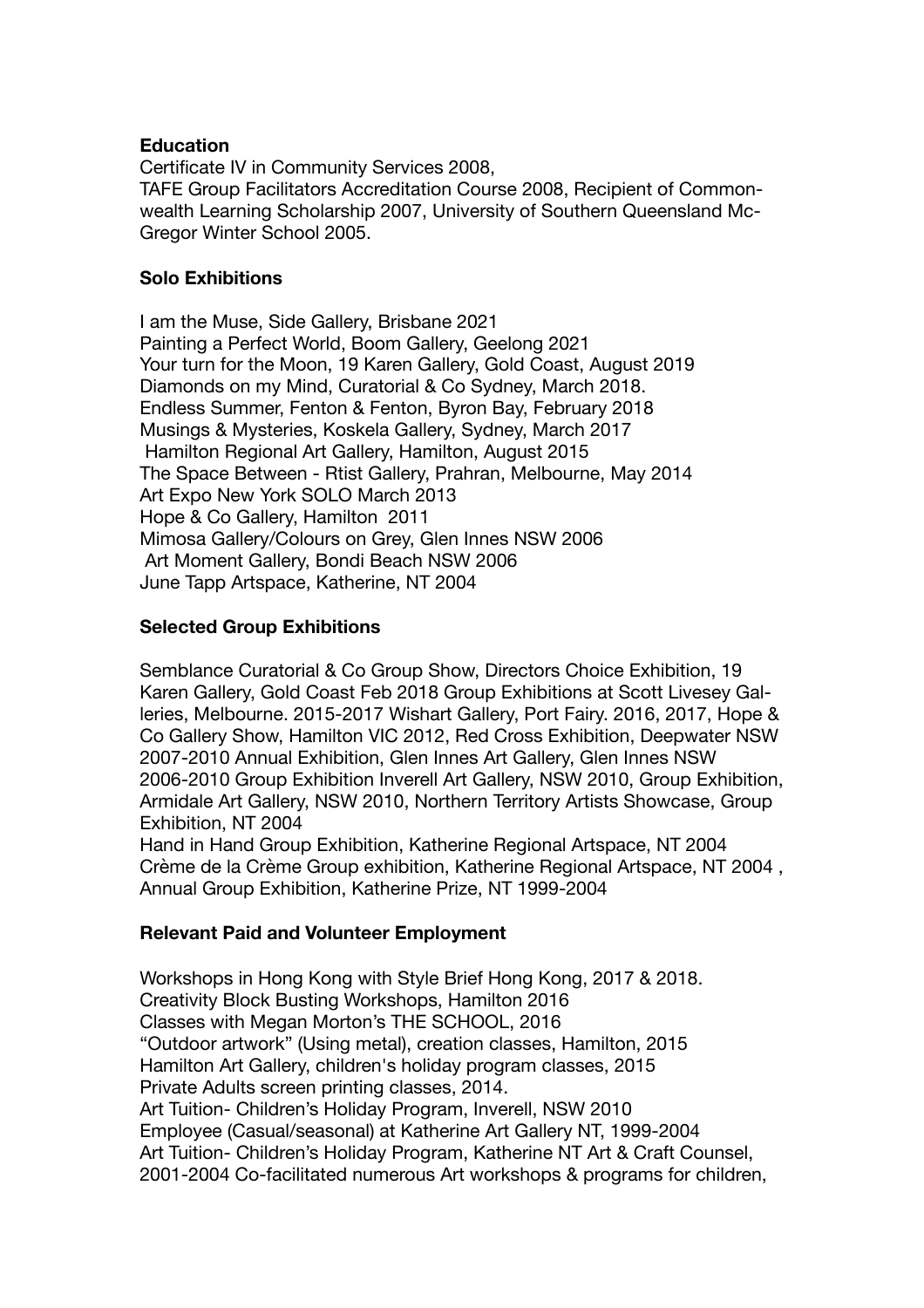**Education**

Certificate IV in Community Services 2008,
TAFE Group Facilitators Accreditation Course 2008, Recipient of Commonwealth Learning Scholarship 2007, University of Southern Queensland McGregor Winter School 2005.

**Solo Exhibitions**

I am the Muse, Side Gallery, Brisbane 2021
Painting a Perfect World, Boom Gallery, Geelong 2021
Your turn for the Moon, 19 Karen Gallery, Gold Coast, August 2019
Diamonds on my Mind, Curatorial & Co Sydney, March 2018.
Endless Summer, Fenton & Fenton, Byron Bay, February 2018
Musings & Mysteries, Koskela Gallery, Sydney, March 2017
Hamilton Regional Art Gallery, Hamilton, August 2015
The Space Between - Rtist Gallery, Prahran, Melbourne, May 2014
Art Expo New York SOLO March 2013
Hope & Co Gallery, Hamilton 2011
Mimosa Gallery/Colours on Grey, Glen Innes NSW 2006
Art Moment Gallery, Bondi Beach NSW 2006
June Tapp Artspace, Katherine, NT 2004

**Selected Group Exhibitions**

Semblance Curatorial & Co Group Show, Directors Choice Exhibition, 19 Karen Gallery, Gold Coast Feb 2018 Group Exhibitions at Scott Livesey Galleries, Melbourne. 2015-2017 Wishart Gallery, Port Fairy. 2016, 2017, Hope & Co Gallery Show, Hamilton VIC 2012, Red Cross Exhibition, Deepwater NSW 2007-2010 Annual Exhibition, Glen Innes Art Gallery, Glen Innes NSW 2006-2010 Group Exhibition Inverell Art Gallery, NSW 2010, Group Exhibition, Armidale Art Gallery, NSW 2010, Northern Territory Artists Showcase, Group Exhibition, NT 2004
Hand in Hand Group Exhibition, Katherine Regional Artspace, NT 2004
Crème de la Crème Group exhibition, Katherine Regional Artspace, NT 2004 , Annual Group Exhibition, Katherine Prize, NT 1999-2004

**Relevant Paid and Volunteer Employment**

Workshops in Hong Kong with Style Brief Hong Kong, 2017 & 2018.
Creativity Block Busting Workshops, Hamilton 2016
Classes with Megan Morton's THE SCHOOL, 2016
"Outdoor artwork" (Using metal), creation classes, Hamilton, 2015
Hamilton Art Gallery, children's holiday program classes, 2015
Private Adults screen printing classes, 2014.
Art Tuition- Children's Holiday Program, Inverell, NSW 2010
Employee (Casual/seasonal) at Katherine Art Gallery NT, 1999-2004
Art Tuition- Children's Holiday Program, Katherine NT Art & Craft Counsel, 2001-2004 Co-facilitated numerous Art workshops & programs for children,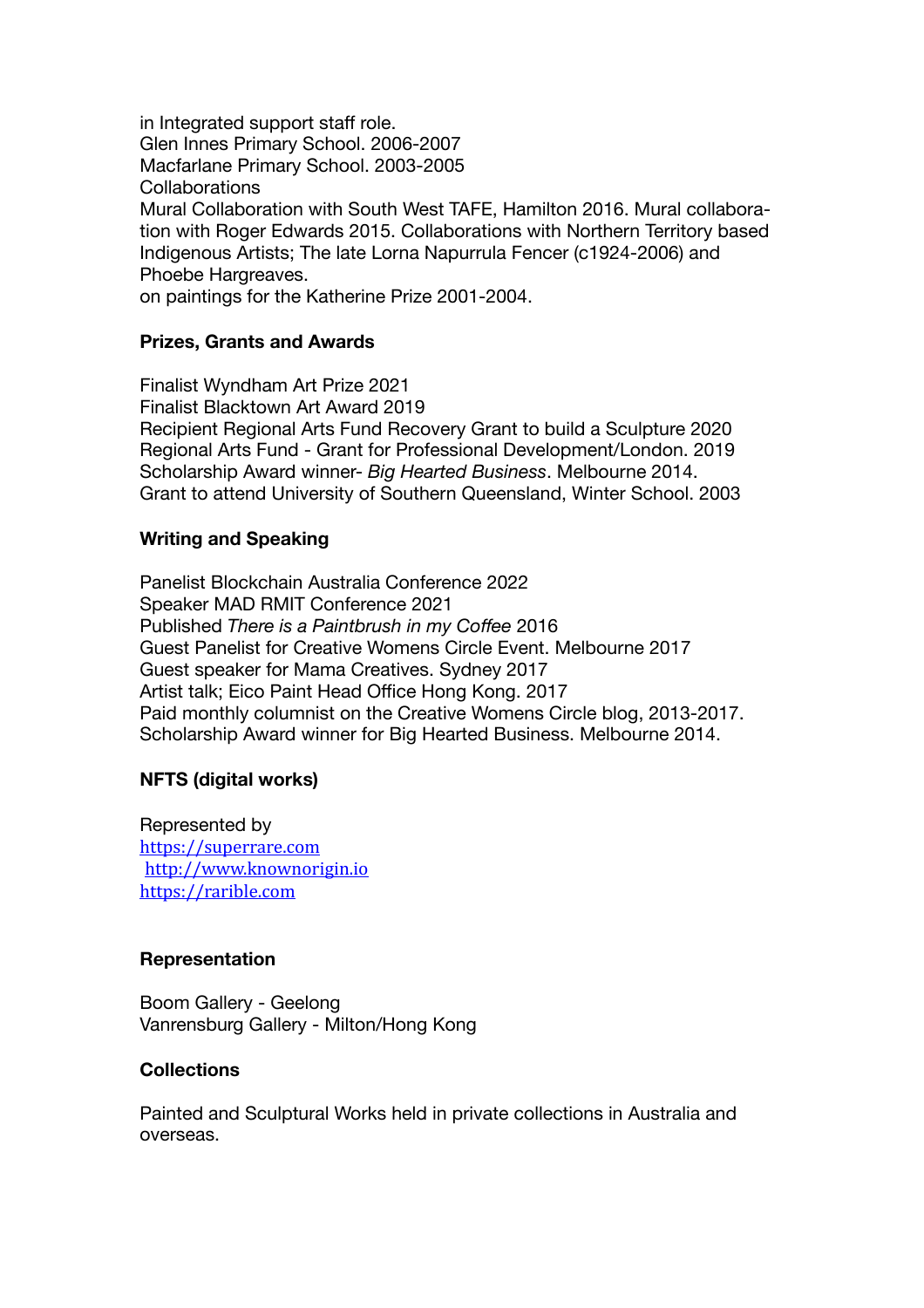in Integrated support staff role.
Glen Innes Primary School. 2006-2007
Macfarlane Primary School. 2003-2005
Collaborations
Mural Collaboration with South West TAFE, Hamilton 2016. Mural collaboration with Roger Edwards 2015. Collaborations with Northern Territory based Indigenous Artists; The late Lorna Napurrula Fencer (c1924-2006) and Phoebe Hargreaves.
on paintings for the Katherine Prize 2001-2004.

**Prizes, Grants and Awards**

Finalist Wyndham Art Prize 2021
Finalist Blacktown Art Award 2019
Recipient Regional Arts Fund Recovery Grant to build a Sculpture 2020
Regional Arts Fund - Grant for Professional Development/London. 2019
Scholarship Award winner- *Big Hearted Business*. Melbourne 2014.
Grant to attend University of Southern Queensland, Winter School. 2003

**Writing and Speaking**

Panelist Blockchain Australia Conference 2022
Speaker MAD RMIT Conference 2021
Published *There is a Paintbrush in my Coffee* 2016
Guest Panelist for Creative Womens Circle Event. Melbourne 2017
Guest speaker for Mama Creatives. Sydney 2017
Artist talk; Eico Paint Head Office Hong Kong. 2017
Paid monthly columnist on the Creative Womens Circle blog, 2013-2017.
Scholarship Award winner for Big Hearted Business. Melbourne 2014.

**NFTS (digital works)**

Represented by
[https://superrare.com](https://superrare.com)
[http://www.knownorigin.io](http://www.knownorigin.io)
[https://rarible.com](https://rarible.com)

**Representation**

Boom Gallery - Geelong
Vanrensburg Gallery - Milton/Hong Kong

**Collections**

Painted and Sculptural Works held in private collections in Australia and overseas.